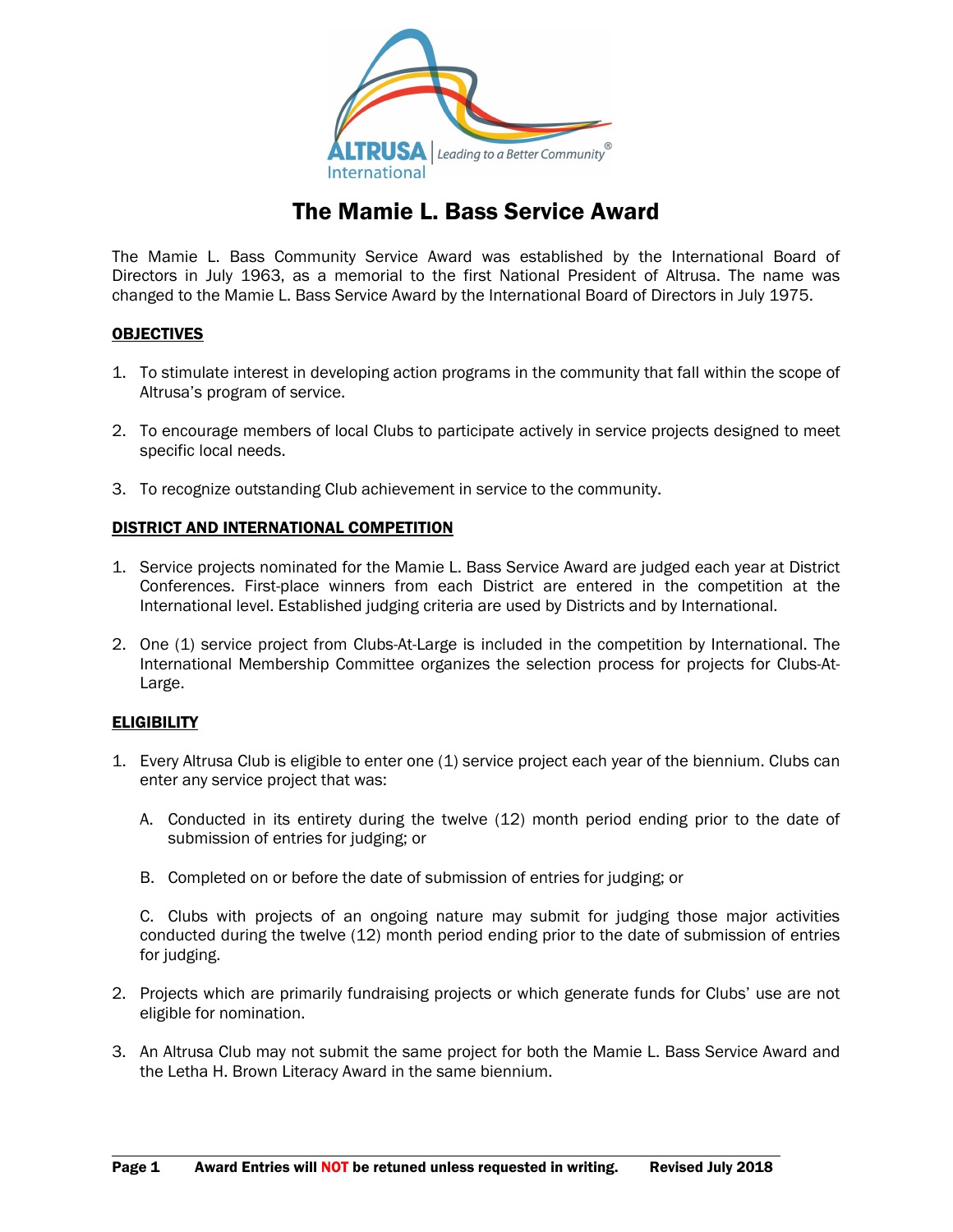# The Mamie L. Bass Service Award

The Mamie L. Bass Community Service Award was established by the International Board of Directors in July 1963, as a memorial to the first National President of Altrusa. The name was changed to the Mamie L. Bass Service Award by the International Board of Directors in July 1975.

## OBJECTIVES

1. To stimulate interest in developing action programs in the community that fall within the scope of Altrusa's program of service.

2. To encourage members of local Clubs to participate actively in service projects designed to meet specific local needs.

3. To recognize outstanding Club achievement in service to the community.

## DISTRICT AND INTERNATIONAL COMPETITION

1. Service projects nominated for the Mamie L. Bass Service Award are judged each year at District Conferences. First-place winners from each District are entered in the competition at the International level. Established judging criteria are used by Districts and by International.

2. One (1) service project from Clubs-At-Large is included in the competition by International. The International Membership Committee organizes the selection process for projects for Clubs-At-Large.

## ELIGIBILITY

1. Every Altrusa Club is eligible to enter one (1) service project each year of the biennium. Clubs can enter any service project that was:

   A. Conducted in its entirety during the twelve (12) month period ending prior to the date of submission of entries for judging; or

   B. Completed on or before the date of submission of entries for judging; or

   C. Clubs with projects of an ongoing nature may submit for judging those major activities conducted during the twelve (12) month period ending prior to the date of submission of entries for judging.

2. Projects which are primarily fundraising projects or which generate funds for Clubs' use are not eligible for nomination.

3. An Altrusa Club may not submit the same project for both the Mamie L. Bass Service Award and the Letha H. Brown Literacy Award in the same biennium.

**Award Entries will NOT be retuned unless requested in writing.**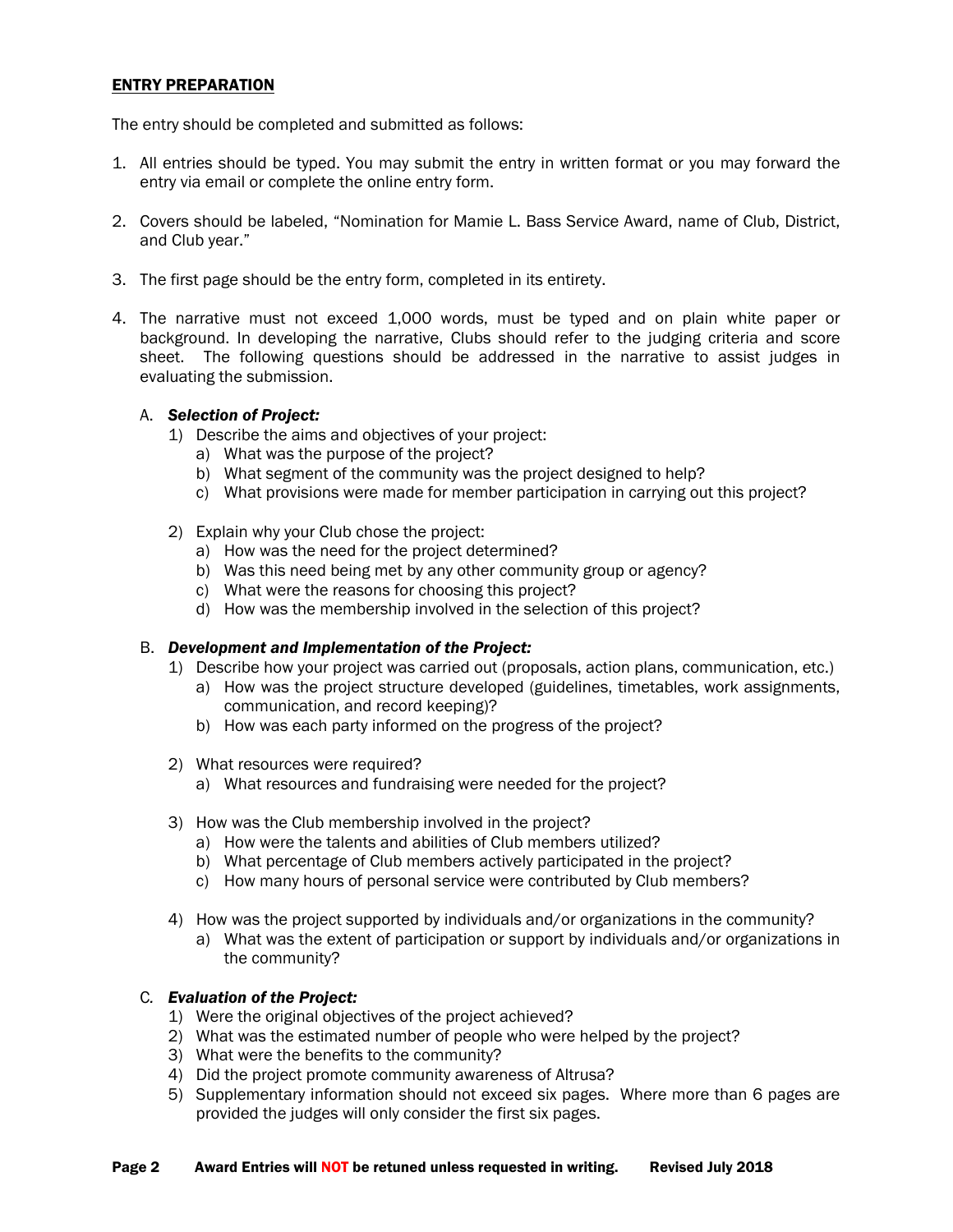## ENTRY PREPARATION

The entry should be completed and submitted as follows:

1. All entries should be typed. You may submit the entry in written format or you may forward the entry via email or complete the online entry form.

2. Covers should be labeled, "Nomination for Mamie L. Bass Service Award, name of Club, District, and Club year."

3. The first page should be the entry form, completed in its entirety.

4. The narrative must not exceed 1,000 words, must be typed and on plain white paper or background. In developing the narrative, Clubs should refer to the judging criteria and score sheet. The following questions should be addressed in the narrative to assist judges in evaluating the submission.

   A. ***Selection of Project:***
      1) Describe the aims and objectives of your project:
         a) What was the purpose of the project?
         b) What segment of the community was the project designed to help?
         c) What provisions were made for member participation in carrying out this project?

      2) Explain why your Club chose the project:
         a) How was the need for the project determined?
         b) Was this need being met by any other community group or agency?
         c) What were the reasons for choosing this project?
         d) How was the membership involved in the selection of this project?

   B. ***Development and Implementation of the Project:***
      1) Describe how your project was carried out (proposals, action plans, communication, etc.)
         a) How was the project structure developed (guidelines, timetables, work assignments, communication, and record keeping)?
         b) How was each party informed on the progress of the project?

      2) What resources were required?
         a) What resources and fundraising were needed for the project?

      3) How was the Club membership involved in the project?
         a) How were the talents and abilities of Club members utilized?
         b) What percentage of Club members actively participated in the project?
         c) How many hours of personal service were contributed by Club members?

      4) How was the project supported by individuals and/or organizations in the community?
         a) What was the extent of participation or support by individuals and/or organizations in the community?

   C. ***Evaluation of the Project:***
      1) Were the original objectives of the project achieved?
      2) What was the estimated number of people who were helped by the project?
      3) What were the benefits to the community?
      4) Did the project promote community awareness of Altrusa?
      5) Supplementary information should not exceed six pages. Where more than 6 pages are provided the judges will only consider the first six pages.

**Award Entries will NOT be retuned unless requested in writing.**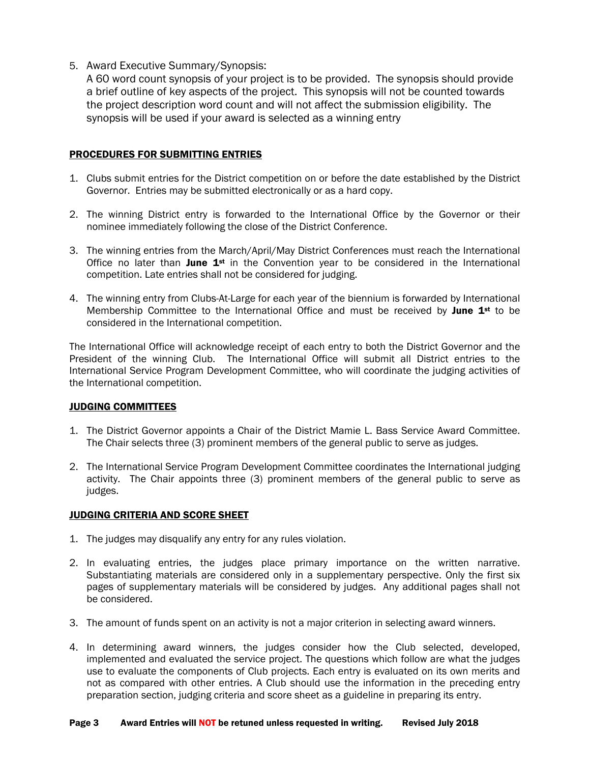5. Award Executive Summary/Synopsis:
   A 60 word count synopsis of your project is to be provided. The synopsis should provide a brief outline of key aspects of the project. This synopsis will not be counted towards the project description word count and will not affect the submission eligibility. The synopsis will be used if your award is selected as a winning entry

## PROCEDURES FOR SUBMITTING ENTRIES

1. Clubs submit entries for the District competition on or before the date established by the District Governor. Entries may be submitted electronically or as a hard copy.

2. The winning District entry is forwarded to the International Office by the Governor or their nominee immediately following the close of the District Conference.

3. The winning entries from the March/April/May District Conferences must reach the International Office no later than **June 1st** in the Convention year to be considered in the International competition. Late entries shall not be considered for judging.

4. The winning entry from Clubs-At-Large for each year of the biennium is forwarded by International Membership Committee to the International Office and must be received by **June 1st** to be considered in the International competition.

The International Office will acknowledge receipt of each entry to both the District Governor and the President of the winning Club. The International Office will submit all District entries to the International Service Program Development Committee, who will coordinate the judging activities of the International competition.

## JUDGING COMMITTEES

1. The District Governor appoints a Chair of the District Mamie L. Bass Service Award Committee. The Chair selects three (3) prominent members of the general public to serve as judges.

2. The International Service Program Development Committee coordinates the International judging activity. The Chair appoints three (3) prominent members of the general public to serve as judges.

## JUDGING CRITERIA AND SCORE SHEET

1. The judges may disqualify any entry for any rules violation.

2. In evaluating entries, the judges place primary importance on the written narrative. Substantiating materials are considered only in a supplementary perspective. Only the first six pages of supplementary materials will be considered by judges. Any additional pages shall not be considered.

3. The amount of funds spent on an activity is not a major criterion in selecting award winners.

4. In determining award winners, the judges consider how the Club selected, developed, implemented and evaluated the service project. The questions which follow are what the judges use to evaluate the components of Club projects. Each entry is evaluated on its own merits and not as compared with other entries. A Club should use the information in the preceding entry preparation section, judging criteria and score sheet as a guideline in preparing its entry.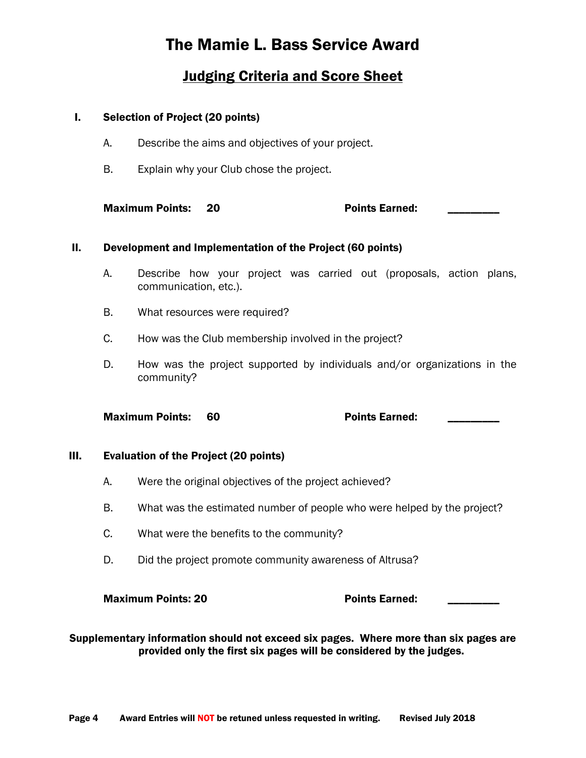# The Mamie L. Bass Service Award

## Judging Criteria and Score Sheet

**I. Selection of Project (20 points)**

A. Describe the aims and objectives of your project.

B. Explain why your Club chose the project.

**Maximum Points: 20** **Points Earned: _________**

**II. Development and Implementation of the Project (60 points)**

A. Describe how your project was carried out (proposals, action plans, communication, etc.).

B. What resources were required?

C. How was the Club membership involved in the project?

D. How was the project supported by individuals and/or organizations in the community?

**Maximum Points: 60** **Points Earned: _________**

**III. Evaluation of the Project (20 points)**

A. Were the original objectives of the project achieved?

B. What was the estimated number of people who were helped by the project?

C. What were the benefits to the community?

D. Did the project promote community awareness of Altrusa?

**Maximum Points: 20** **Points Earned: _________**

**Supplementary information should not exceed six pages. Where more than six pages are provided only the first six pages will be considered by the judges.**

**Award Entries will NOT be retuned unless requested in writing.** **Revised July 2018**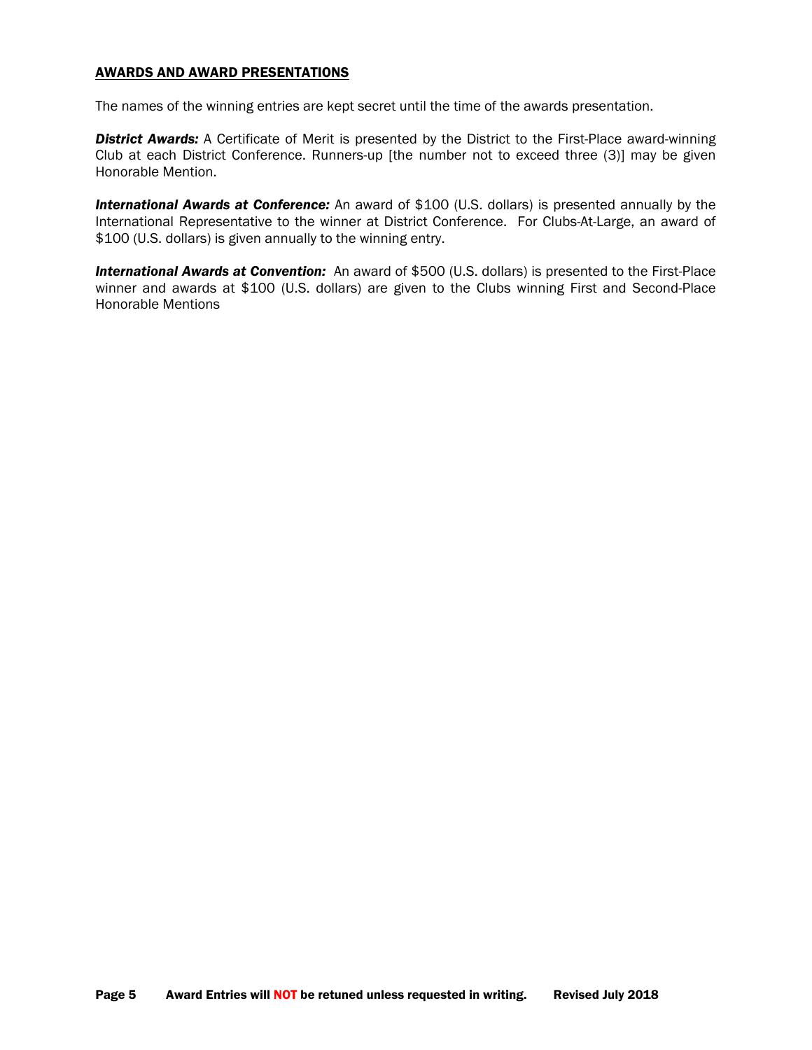## AWARDS AND AWARD PRESENTATIONS

The names of the winning entries are kept secret until the time of the awards presentation.

***District Awards:*** A Certificate of Merit is presented by the District to the First-Place award-winning Club at each District Conference. Runners-up [the number not to exceed three (3)] may be given Honorable Mention.

***International Awards at Conference:*** An award of $100 (U.S. dollars) is presented annually by the International Representative to the winner at District Conference. For Clubs-At-Large, an award of $100 (U.S. dollars) is given annually to the winning entry.

***International Awards at Convention:*** An award of $500 (U.S. dollars) is presented to the First-Place winner and awards at $100 (U.S. dollars) are given to the Clubs winning First and Second-Place Honorable Mentions

**Award Entries will NOT be retuned unless requested in writing.**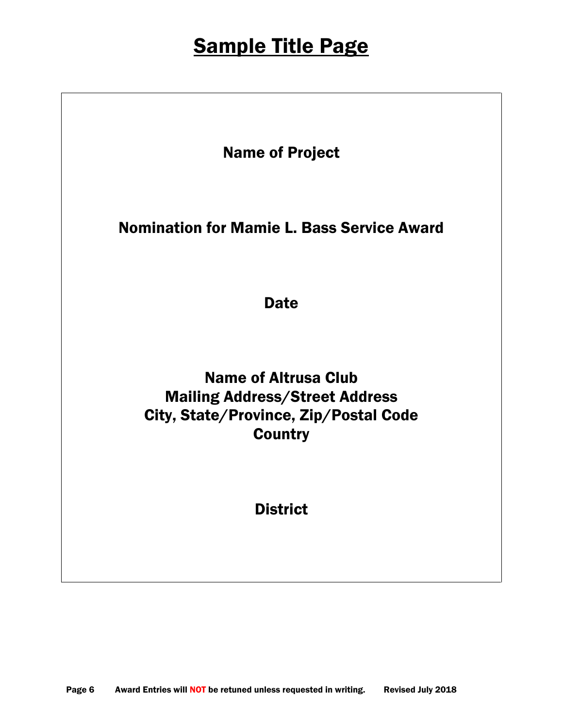# Sample Title Page

**Name of Project**

**Nomination for Mamie L. Bass Service Award**

**Date**

**Name of Altrusa Club**
**Mailing Address/Street Address**
**City, State/Province, Zip/Postal Code**
**Country**

**District**

Award Entries will **NOT** be retuned unless requested in writing. Revised July 2018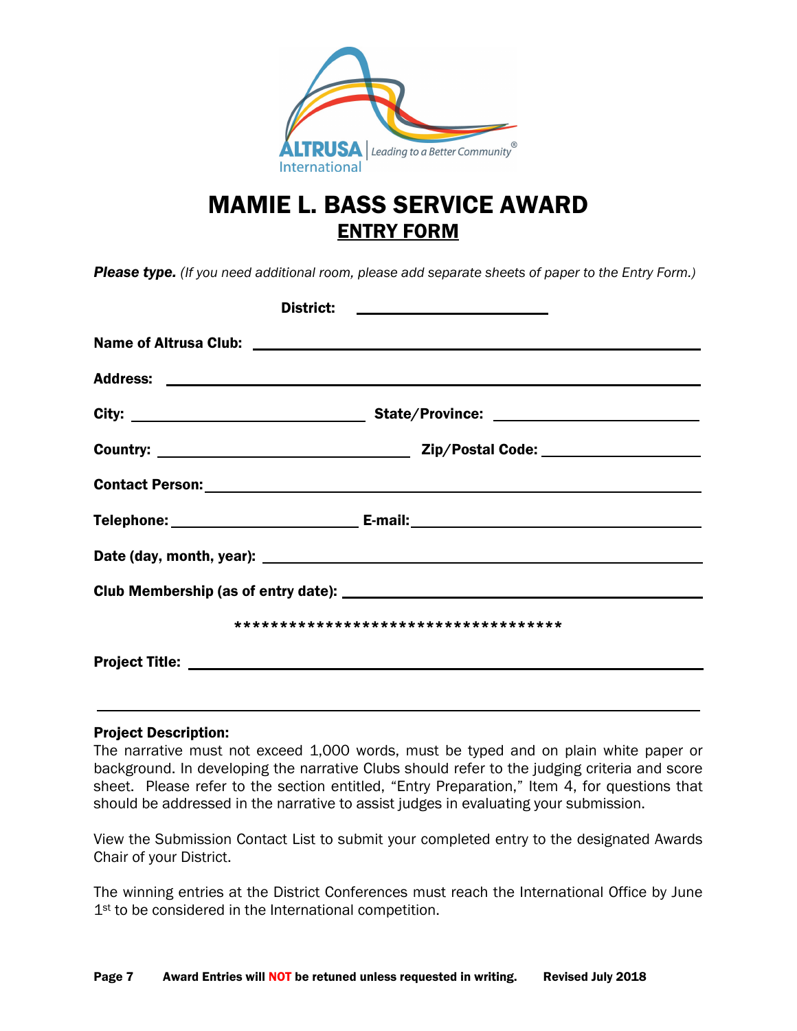ALTRUSA International | Leading to a Better Community®

# MAMIE L. BASS SERVICE AWARD

## ENTRY FORM

***Please type.*** *(If you need additional room, please add separate sheets of paper to the Entry Form.)*

**District:** ______________________

**Name of Altrusa Club:** ______________________________________________

**Address:** ______________________________________________

**City:** ______________________ **State/Province:** ______________________

**Country:** ______________________ **Zip/Postal Code:** ______________________

**Contact Person:** ______________________________________________

**Telephone:** ______________________ **E-mail:** ______________________

**Date (day, month, year):** ______________________________________________

**Club Membership (as of entry date):** ______________________________________________

*************************************

**Project Title:** ______________________________________________

______________________________________________

**Project Description:**
The narrative must not exceed 1,000 words, must be typed and on plain white paper or background. In developing the narrative Clubs should refer to the judging criteria and score sheet. Please refer to the section entitled, "Entry Preparation," Item 4, for questions that should be addressed in the narrative to assist judges in evaluating your submission.

View the Submission Contact List to submit your completed entry to the designated Awards Chair of your District.

The winning entries at the District Conferences must reach the International Office by June 1st to be considered in the International competition.

**Award Entries will NOT be retuned unless requested in writing.** **Revised July 2018**